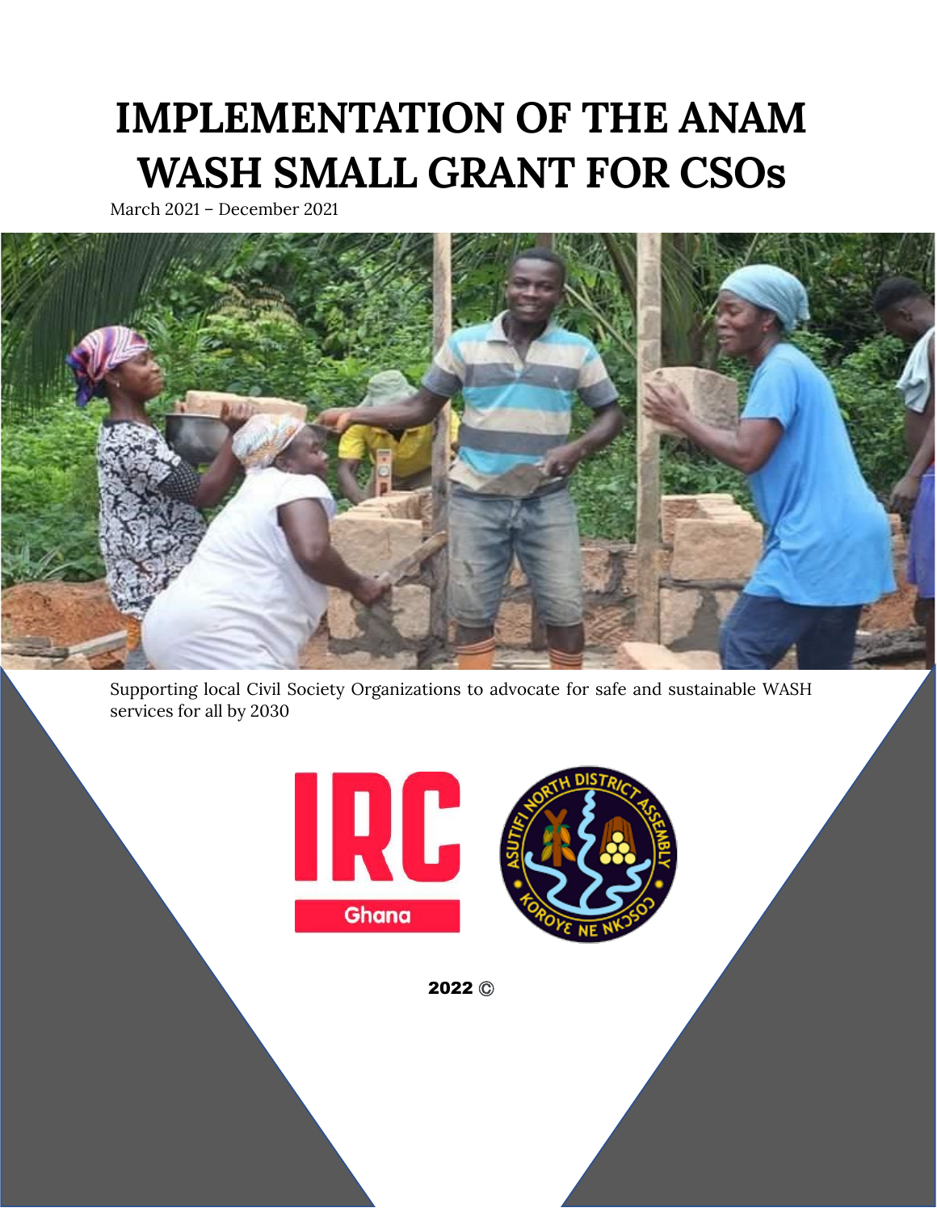# IMPLEMENTATION OF THE ANAM WASH SMALL GRANT FOR CSOs

March 2021 – December 2021

Supporting local Civil Society Organizations to advocate for safe and sustainable WASH services for all by 2030

2022 ©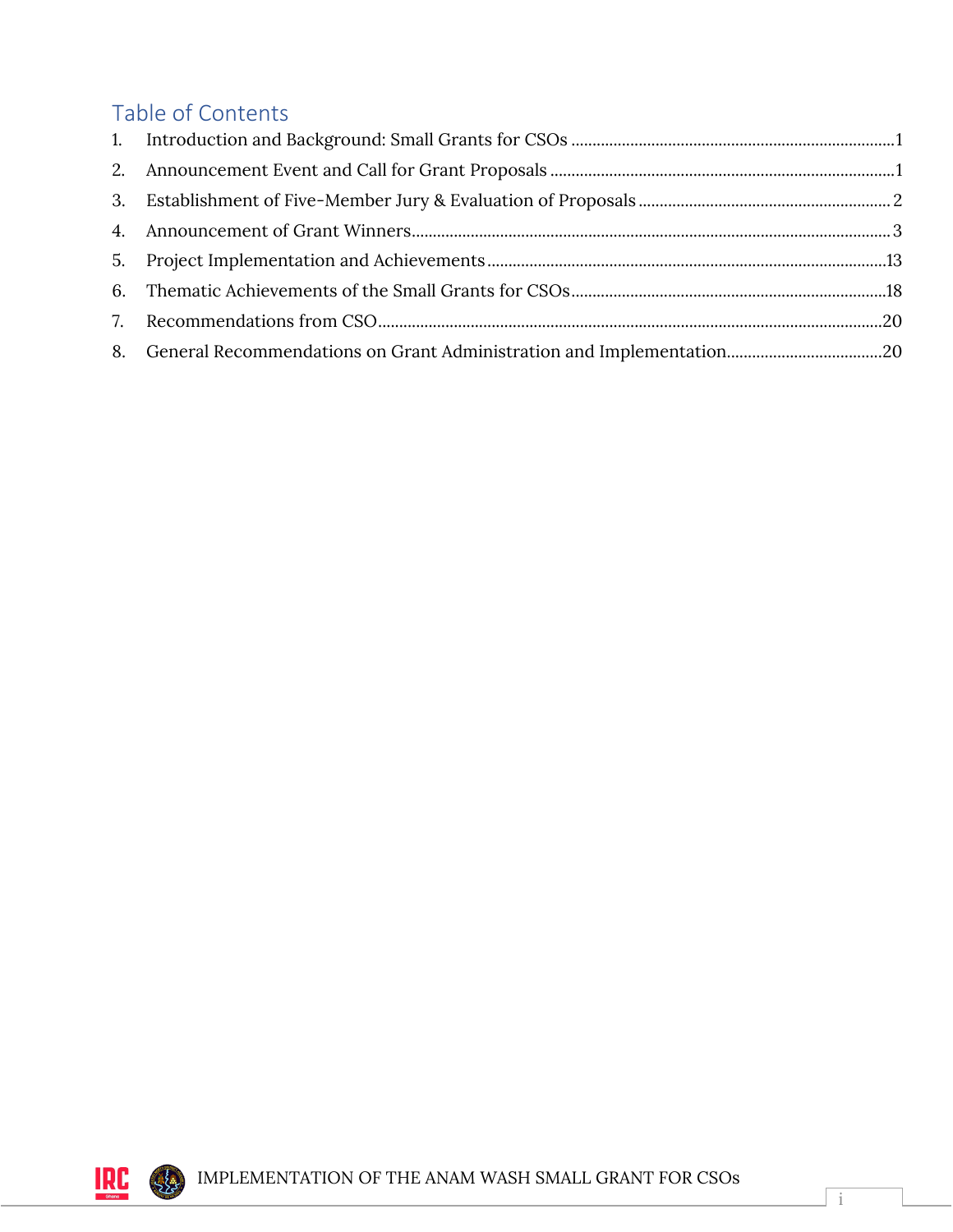# Table of Contents

1. Introduction and Background: Small Grants for CSOs ........................................................................1
2. Announcement Event and Call for Grant Proposals ..............................................................................1
3. Establishment of Five-Member Jury & Evaluation of Proposals ........................................................ 2
4. Announcement of Grant Winners............................................................................................................ 3
5. Project Implementation and Achievements ..........................................................................................13
6. Thematic Achievements of the Small Grants for CSOs.......................................................................18
7. Recommendations from CSO..................................................................................................................20
8. General Recommendations on Grant Administration and Implementation.....................................20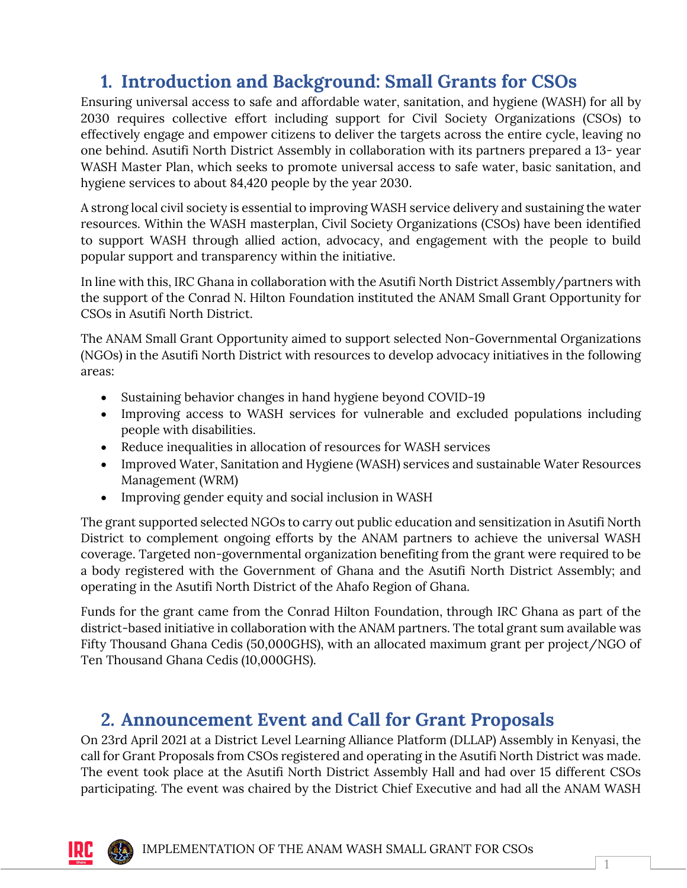## 1. Introduction and Background: Small Grants for CSOs

Ensuring universal access to safe and affordable water, sanitation, and hygiene (WASH) for all by 2030 requires collective effort including support for Civil Society Organizations (CSOs) to effectively engage and empower citizens to deliver the targets across the entire cycle, leaving no one behind. Asutifi North District Assembly in collaboration with its partners prepared a 13- year WASH Master Plan, which seeks to promote universal access to safe water, basic sanitation, and hygiene services to about 84,420 people by the year 2030.

A strong local civil society is essential to improving WASH service delivery and sustaining the water resources. Within the WASH masterplan, Civil Society Organizations (CSOs) have been identified to support WASH through allied action, advocacy, and engagement with the people to build popular support and transparency within the initiative.

In line with this, IRC Ghana in collaboration with the Asutifi North District Assembly/partners with the support of the Conrad N. Hilton Foundation instituted the ANAM Small Grant Opportunity for CSOs in Asutifi North District.

The ANAM Small Grant Opportunity aimed to support selected Non-Governmental Organizations (NGOs) in the Asutifi North District with resources to develop advocacy initiatives in the following areas:

- Sustaining behavior changes in hand hygiene beyond COVID-19
- Improving access to WASH services for vulnerable and excluded populations including people with disabilities.
- Reduce inequalities in allocation of resources for WASH services
- Improved Water, Sanitation and Hygiene (WASH) services and sustainable Water Resources Management (WRM)
- Improving gender equity and social inclusion in WASH

The grant supported selected NGOs to carry out public education and sensitization in Asutifi North District to complement ongoing efforts by the ANAM partners to achieve the universal WASH coverage. Targeted non-governmental organization benefiting from the grant were required to be a body registered with the Government of Ghana and the Asutifi North District Assembly; and operating in the Asutifi North District of the Ahafo Region of Ghana.

Funds for the grant came from the Conrad Hilton Foundation, through IRC Ghana as part of the district-based initiative in collaboration with the ANAM partners. The total grant sum available was Fifty Thousand Ghana Cedis (50,000GHS), with an allocated maximum grant per project/NGO of Ten Thousand Ghana Cedis (10,000GHS).

## 2. Announcement Event and Call for Grant Proposals

On 23rd April 2021 at a District Level Learning Alliance Platform (DLLAP) Assembly in Kenyasi, the call for Grant Proposals from CSOs registered and operating in the Asutifi North District was made. The event took place at the Asutifi North District Assembly Hall and had over 15 different CSOs participating. The event was chaired by the District Chief Executive and had all the ANAM WASH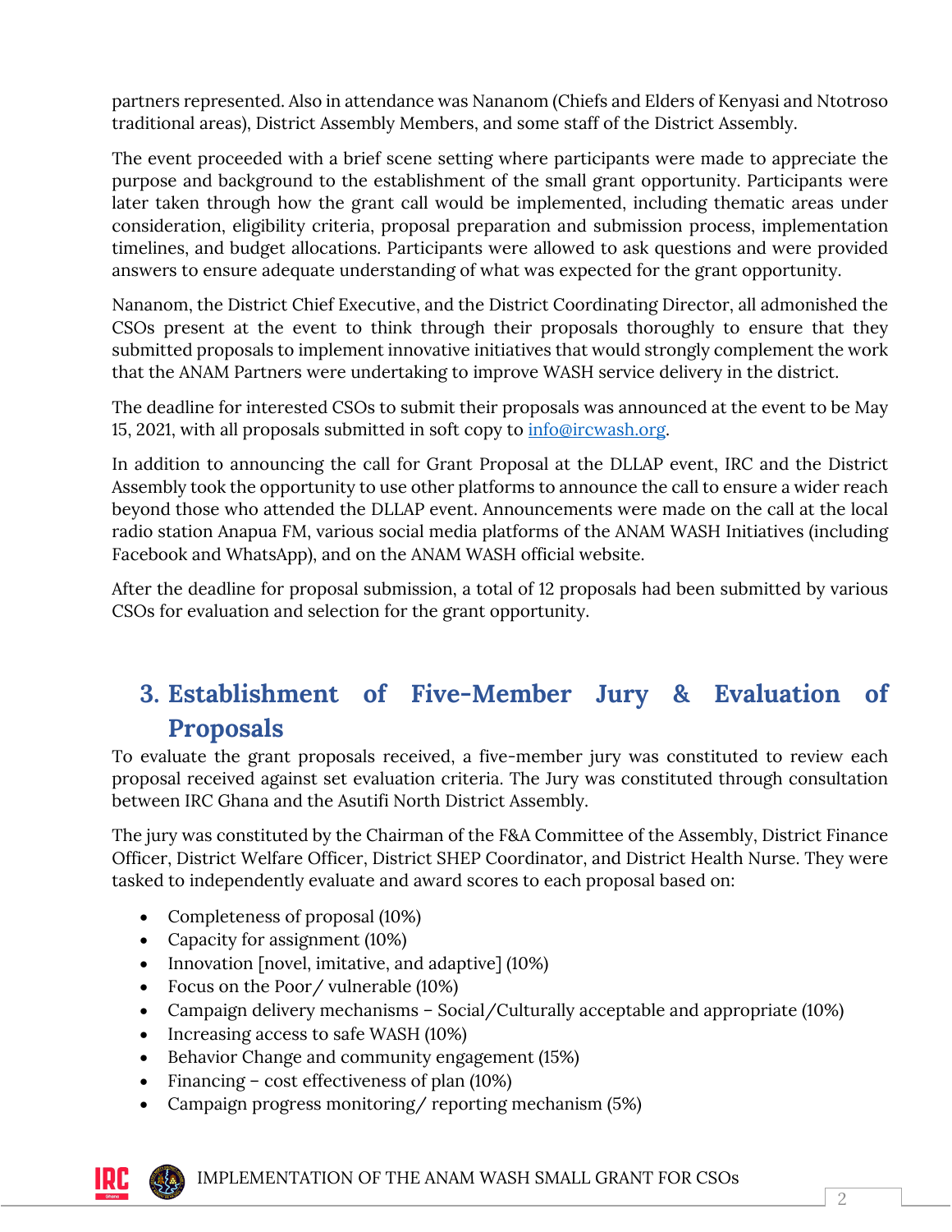partners represented. Also in attendance was Nananom (Chiefs and Elders of Kenyasi and Ntotroso traditional areas), District Assembly Members, and some staff of the District Assembly.

The event proceeded with a brief scene setting where participants were made to appreciate the purpose and background to the establishment of the small grant opportunity. Participants were later taken through how the grant call would be implemented, including thematic areas under consideration, eligibility criteria, proposal preparation and submission process, implementation timelines, and budget allocations. Participants were allowed to ask questions and were provided answers to ensure adequate understanding of what was expected for the grant opportunity.

Nananom, the District Chief Executive, and the District Coordinating Director, all admonished the CSOs present at the event to think through their proposals thoroughly to ensure that they submitted proposals to implement innovative initiatives that would strongly complement the work that the ANAM Partners were undertaking to improve WASH service delivery in the district.

The deadline for interested CSOs to submit their proposals was announced at the event to be May 15, 2021, with all proposals submitted in soft copy to info@ircwash.org.

In addition to announcing the call for Grant Proposal at the DLLAP event, IRC and the District Assembly took the opportunity to use other platforms to announce the call to ensure a wider reach beyond those who attended the DLLAP event. Announcements were made on the call at the local radio station Anapua FM, various social media platforms of the ANAM WASH Initiatives (including Facebook and WhatsApp), and on the ANAM WASH official website.

After the deadline for proposal submission, a total of 12 proposals had been submitted by various CSOs for evaluation and selection for the grant opportunity.

## 3. Establishment of Five-Member Jury & Evaluation of Proposals

To evaluate the grant proposals received, a five-member jury was constituted to review each proposal received against set evaluation criteria. The Jury was constituted through consultation between IRC Ghana and the Asutifi North District Assembly.

The jury was constituted by the Chairman of the F&A Committee of the Assembly, District Finance Officer, District Welfare Officer, District SHEP Coordinator, and District Health Nurse. They were tasked to independently evaluate and award scores to each proposal based on:

- Completeness of proposal (10%)
- Capacity for assignment (10%)
- Innovation [novel, imitative, and adaptive] (10%)
- Focus on the Poor/ vulnerable (10%)
- Campaign delivery mechanisms – Social/Culturally acceptable and appropriate (10%)
- Increasing access to safe WASH (10%)
- Behavior Change and community engagement (15%)
- Financing – cost effectiveness of plan (10%)
- Campaign progress monitoring/ reporting mechanism (5%)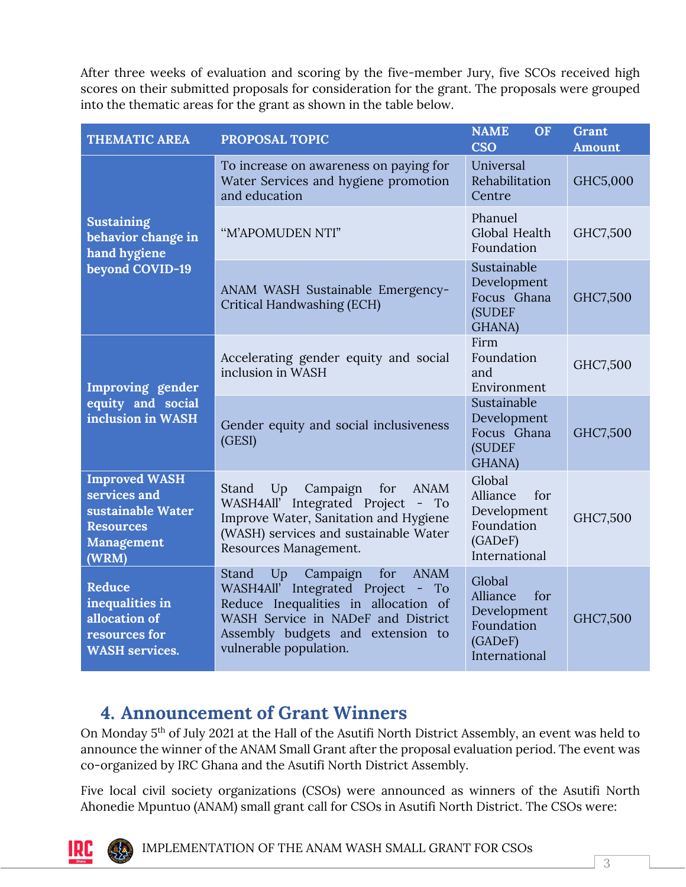After three weeks of evaluation and scoring by the five-member Jury, five SCOs received high scores on their submitted proposals for consideration for the grant. The proposals were grouped into the thematic areas for the grant as shown in the table below.

| THEMATIC AREA | PROPOSAL TOPIC | NAME OF CSO | Grant Amount |
|---|---|---|---|
| **Sustaining behavior change in hand hygiene beyond COVID-19** | To increase on awareness on paying for Water Services and hygiene promotion and education | Universal Rehabilitation Centre | GHC5,000 |
| | "M'APOMUDEN NTI" | Phanuel Global Health Foundation | GHC7,500 |
| | ANAM WASH Sustainable Emergency-Critical Handwashing (ECH) | Sustainable Development Focus Ghana (SUDEF GHANA) | GHC7,500 |
| **Improving gender equity and social inclusion in WASH** | Accelerating gender equity and social inclusion in WASH | Firm Foundation and Environment | GHC7,500 |
| | Gender equity and social inclusiveness (GESI) | Sustainable Development Focus Ghana (SUDEF GHANA) | GHC7,500 |
| **Improved WASH services and sustainable Water Resources Management (WRM)** | Stand Up Campaign for ANAM WASH4All' Integrated Project - To Improve Water, Sanitation and Hygiene (WASH) services and sustainable Water Resources Management. | Global Alliance for Development Foundation (GADeF) International | GHC7,500 |
| **Reduce inequalities in allocation of resources for WASH services.** | Stand Up Campaign for ANAM WASH4All' Integrated Project - To Reduce Inequalities in allocation of WASH Service in NADeF and District Assembly budgets and extension to vulnerable population. | Global Alliance for Development Foundation (GADeF) International | GHC7,500 |

## 4. Announcement of Grant Winners

On Monday 5th of July 2021 at the Hall of the Asutifi North District Assembly, an event was held to announce the winner of the ANAM Small Grant after the proposal evaluation period. The event was co-organized by IRC Ghana and the Asutifi North District Assembly.

Five local civil society organizations (CSOs) were announced as winners of the Asutifi North Ahonedie Mpuntuo (ANAM) small grant call for CSOs in Asutifi North District. The CSOs were: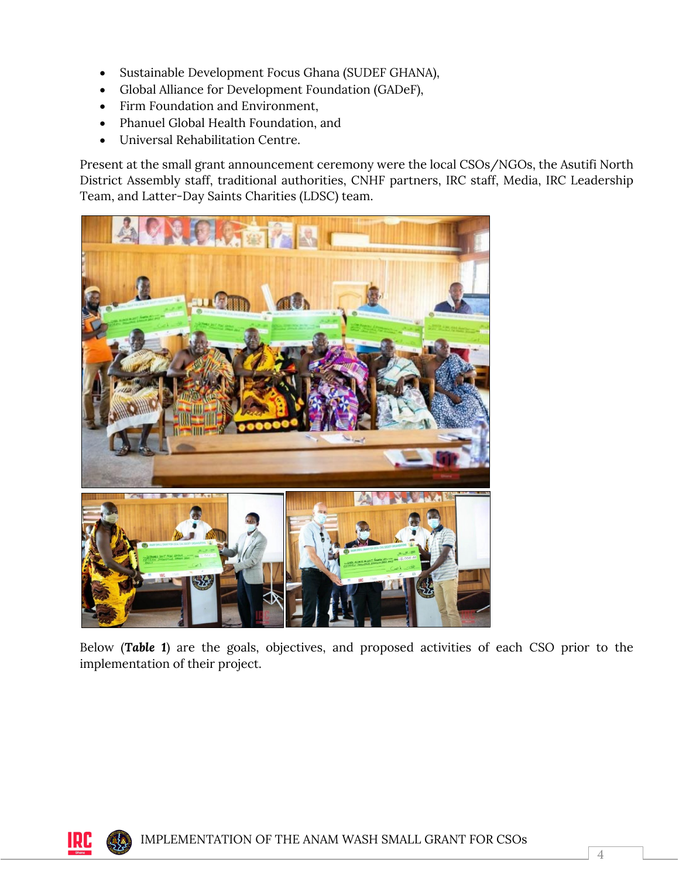- Sustainable Development Focus Ghana (SUDEF GHANA),
- Global Alliance for Development Foundation (GADeF),
- Firm Foundation and Environment,
- Phanuel Global Health Foundation, and
- Universal Rehabilitation Centre.

Present at the small grant announcement ceremony were the local CSOs/NGOs, the Asutifi North District Assembly staff, traditional authorities, CNHF partners, IRC staff, Media, IRC Leadership Team, and Latter-Day Saints Charities (LDSC) team.

Below (***Table 1***) are the goals, objectives, and proposed activities of each CSO prior to the implementation of their project.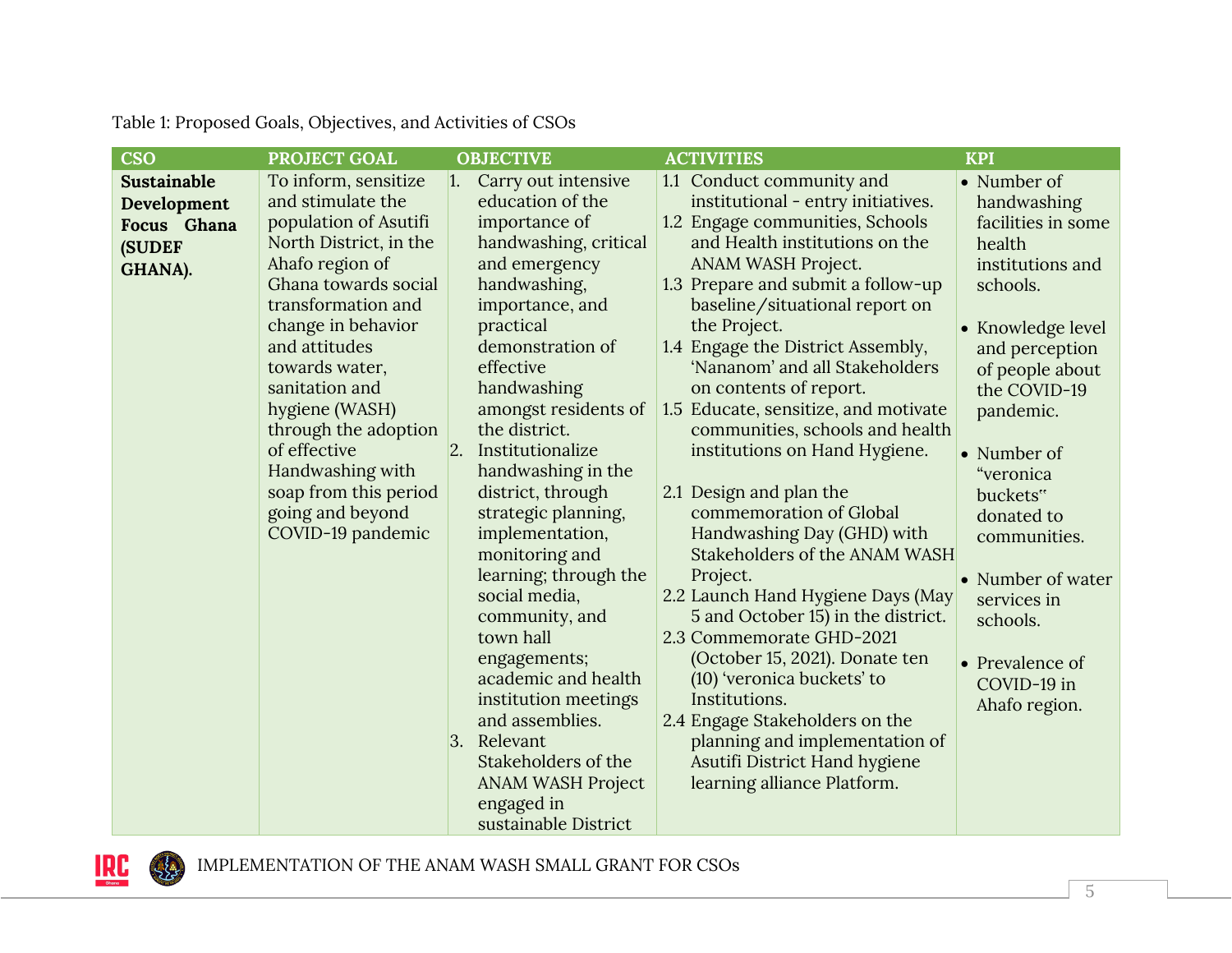Table 1: Proposed Goals, Objectives, and Activities of CSOs

| CSO | PROJECT GOAL | OBJECTIVE | ACTIVITIES | KPI |
|---|---|---|---|---|
| **Sustainable Development Focus Ghana (SUDEF GHANA).** | To inform, sensitize and stimulate the population of Asutifi North District, in the Ahafo region of Ghana towards social transformation and change in behavior and attitudes towards water, sanitation and hygiene (WASH) through the adoption of effective Handwashing with soap from this period going and beyond COVID-19 pandemic | 1. Carry out intensive education of the importance of handwashing, critical and emergency handwashing, importance, and practical demonstration of effective handwashing amongst residents of the district.<br>2. Institutionalize handwashing in the district, through strategic planning, implementation, monitoring and learning; through the social media, community, and town hall engagements; academic and health institution meetings and assemblies.<br>3. Relevant Stakeholders of the ANAM WASH Project engaged in sustainable District | 1.1 Conduct community and institutional - entry initiatives.<br>1.2 Engage communities, Schools and Health institutions on the ANAM WASH Project.<br>1.3 Prepare and submit a follow-up baseline/situational report on the Project.<br>1.4 Engage the District Assembly, 'Nananom' and all Stakeholders on contents of report.<br>1.5 Educate, sensitize, and motivate communities, schools and health institutions on Hand Hygiene.<br><br>2.1 Design and plan the commemoration of Global Handwashing Day (GHD) with Stakeholders of the ANAM WASH Project.<br>2.2 Launch Hand Hygiene Days (May 5 and October 15) in the district.<br>2.3 Commemorate GHD-2021 (October 15, 2021). Donate ten (10) 'veronica buckets' to Institutions.<br>2.4 Engage Stakeholders on the planning and implementation of Asutifi District Hand hygiene learning alliance Platform. | • Number of handwashing facilities in some health institutions and schools.<br><br>• Knowledge level and perception of people about the COVID-19 pandemic.<br><br>• Number of "veronica buckets" donated to communities.<br><br>• Number of water services in schools.<br><br>• Prevalence of COVID-19 in Ahafo region. |

IMPLEMENTATION OF THE ANAM WASH SMALL GRANT FOR CSOs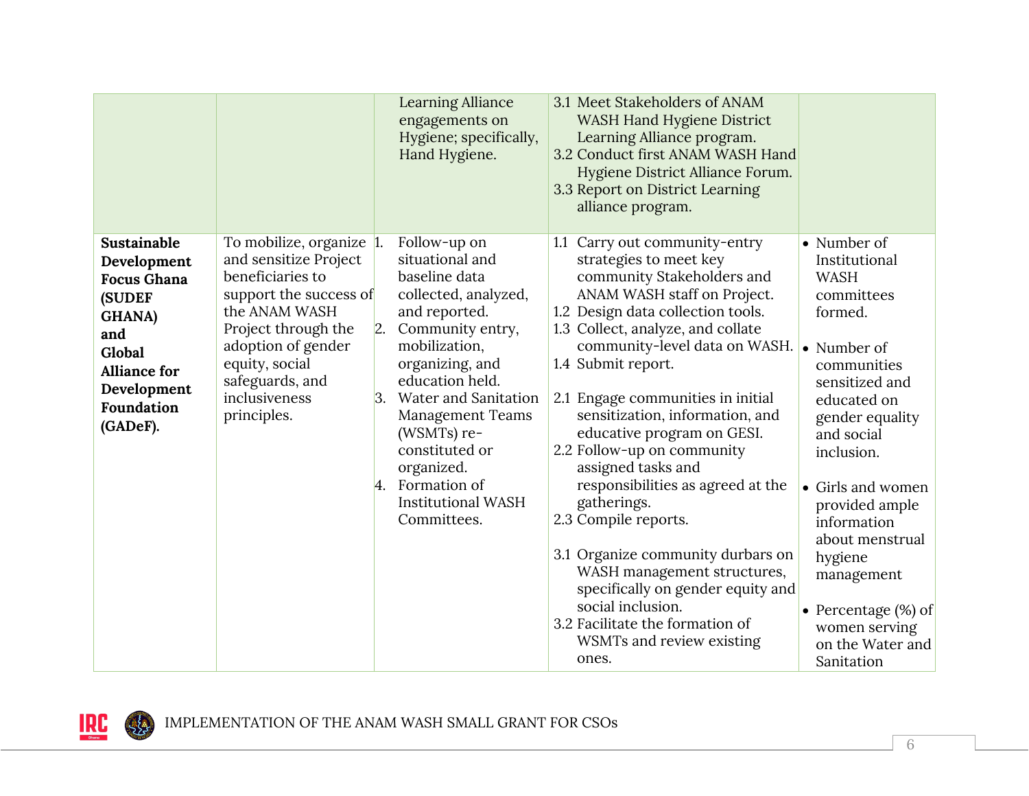| | | | | |
|---|---|---|---|---|
| | | Learning Alliance engagements on Hygiene; specifically, Hand Hygiene. | 3.1 Meet Stakeholders of ANAM WASH Hand Hygiene District Learning Alliance program.<br>3.2 Conduct first ANAM WASH Hand Hygiene District Alliance Forum.<br>3.3 Report on District Learning alliance program. | |
| **Sustainable Development Focus Ghana (SUDEF GHANA) and Global Alliance for Development Foundation (GADeF).** | To mobilize, organize and sensitize Project beneficiaries to support the success of the ANAM WASH Project through the adoption of gender equity, social safeguards, and inclusiveness principles. | 1. Follow-up on situational and baseline data collected, analyzed, and reported.<br>2. Community entry, mobilization, organizing, and education held.<br>3. Water and Sanitation Management Teams (WSMTs) re-constituted or organized.<br>4. Formation of Institutional WASH Committees. | 1.1 Carry out community-entry strategies to meet key community Stakeholders and ANAM WASH staff on Project.<br>1.2 Design data collection tools.<br>1.3 Collect, analyze, and collate community-level data on WASH.<br>1.4 Submit report.<br><br>2.1 Engage communities in initial sensitization, information, and educative program on GESI.<br>2.2 Follow-up on community assigned tasks and responsibilities as agreed at the gatherings.<br>2.3 Compile reports.<br><br>3.1 Organize community durbars on WASH management structures, specifically on gender equity and social inclusion.<br>3.2 Facilitate the formation of WSMTs and review existing ones. | • Number of Institutional WASH committees formed.<br><br>• Number of communities sensitized and educated on gender equality and social inclusion.<br><br>• Girls and women provided ample information about menstrual hygiene management<br><br>• Percentage (%) of women serving on the Water and Sanitation |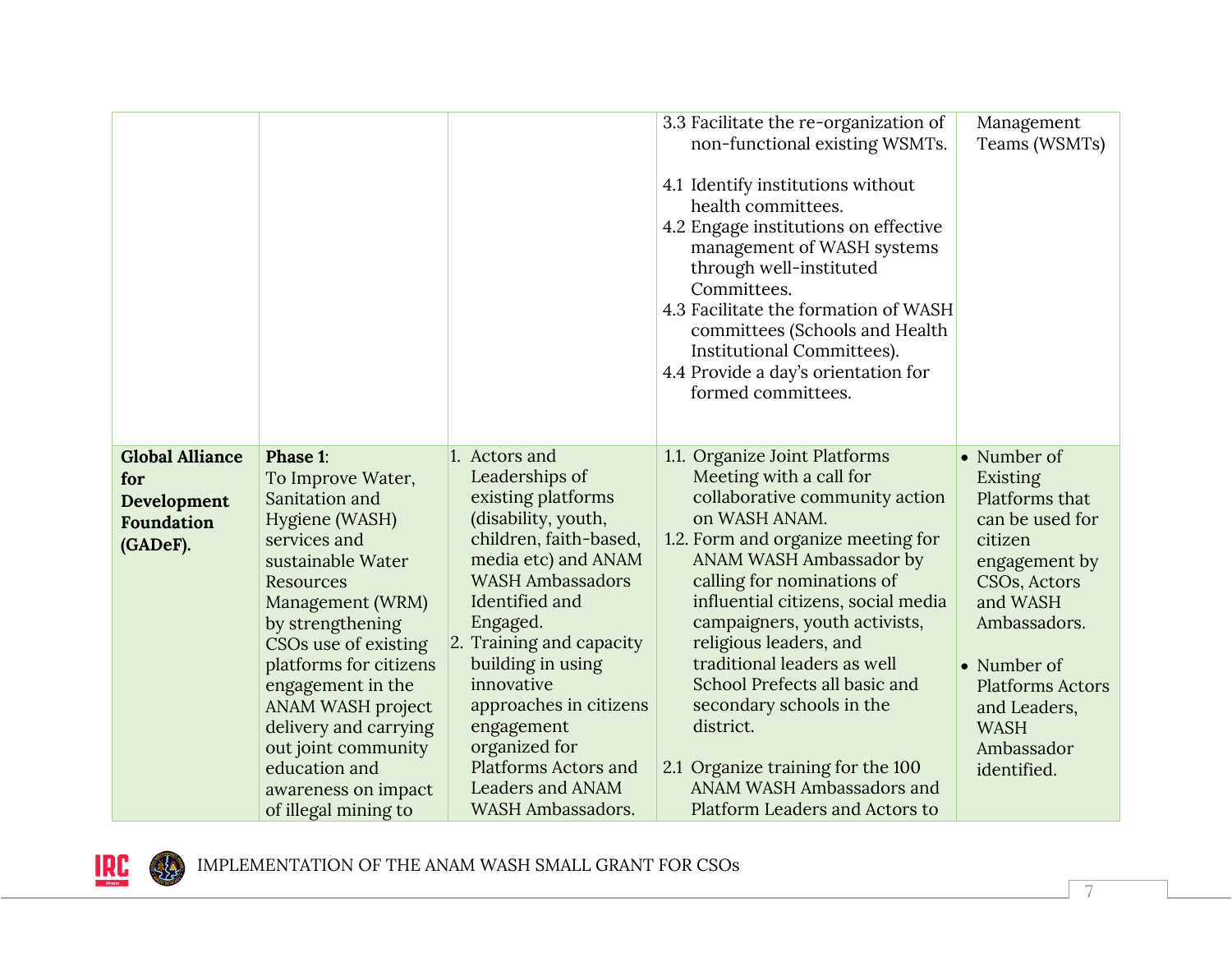| | | | | |
|---|---|---|---|---|
| | | | 3.3 Facilitate the re-organization of non-functional existing WSMTs.<br><br>4.1 Identify institutions without health committees.<br>4.2 Engage institutions on effective management of WASH systems through well-instituted Committees.<br>4.3 Facilitate the formation of WASH committees (Schools and Health Institutional Committees).<br>4.4 Provide a day's orientation for formed committees. | Management Teams (WSMTs) |
| **Global Alliance for Development Foundation (GADeF).** | **Phase 1**:<br>To Improve Water, Sanitation and Hygiene (WASH) services and sustainable Water Resources Management (WRM) by strengthening CSOs use of existing platforms for citizens engagement in the ANAM WASH project delivery and carrying out joint community education and awareness on impact of illegal mining to | 1. Actors and Leaderships of existing platforms (disability, youth, children, faith-based, media etc) and ANAM WASH Ambassadors Identified and Engaged.<br>2. Training and capacity building in using innovative approaches in citizens engagement organized for Platforms Actors and Leaders and ANAM WASH Ambassadors. | 1.1. Organize Joint Platforms Meeting with a call for collaborative community action on WASH ANAM.<br>1.2. Form and organize meeting for ANAM WASH Ambassador by calling for nominations of influential citizens, social media campaigners, youth activists, religious leaders, and traditional leaders as well School Prefects all basic and secondary schools in the district.<br><br>2.1 Organize training for the 100 ANAM WASH Ambassadors and Platform Leaders and Actors to | • Number of Existing Platforms that can be used for citizen engagement by CSOs, Actors and WASH Ambassadors.<br><br>• Number of Platforms Actors and Leaders, WASH Ambassador identified. |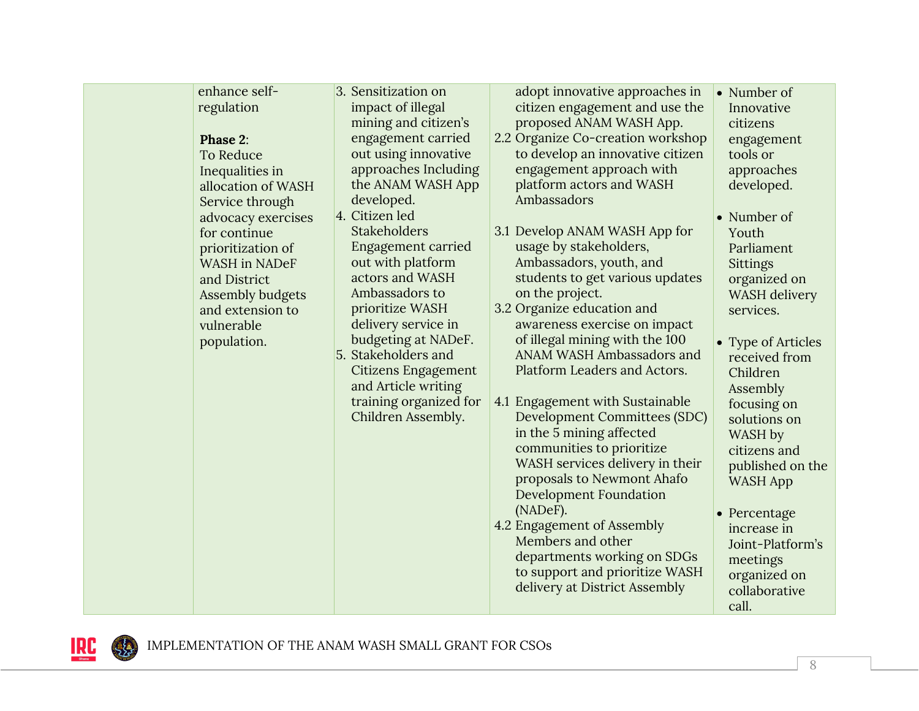| | | | | |
|---|---|---|---|---|
| | enhance self-regulation<br><br>**Phase 2**:<br>To Reduce Inequalities in allocation of WASH Service through advocacy exercises for continue prioritization of WASH in NADeF and District Assembly budgets and extension to vulnerable population. | 3. Sensitization on impact of illegal mining and citizen's engagement carried out using innovative approaches Including the ANAM WASH App developed.<br>4. Citizen led Stakeholders Engagement carried out with platform actors and WASH Ambassadors to prioritize WASH delivery service in budgeting at NADeF.<br>5. Stakeholders and Citizens Engagement and Article writing training organized for Children Assembly. | adopt innovative approaches in citizen engagement and use the proposed ANAM WASH App.<br>2.2 Organize Co-creation workshop to develop an innovative citizen engagement approach with platform actors and WASH Ambassadors<br><br>3.1 Develop ANAM WASH App for usage by stakeholders, Ambassadors, youth, and students to get various updates on the project.<br>3.2 Organize education and awareness exercise on impact of illegal mining with the 100 ANAM WASH Ambassadors and Platform Leaders and Actors.<br><br>4.1 Engagement with Sustainable Development Committees (SDC) in the 5 mining affected communities to prioritize WASH services delivery in their proposals to Newmont Ahafo Development Foundation (NADeF).<br>4.2 Engagement of Assembly Members and other departments working on SDGs to support and prioritize WASH delivery at District Assembly | • Number of Innovative citizens engagement tools or approaches developed.<br><br>• Number of Youth Parliament Sittings organized on WASH delivery services.<br><br>• Type of Articles received from Children Assembly focusing on solutions on WASH by citizens and published on the WASH App<br><br>• Percentage increase in Joint-Platform's meetings organized on collaborative call. |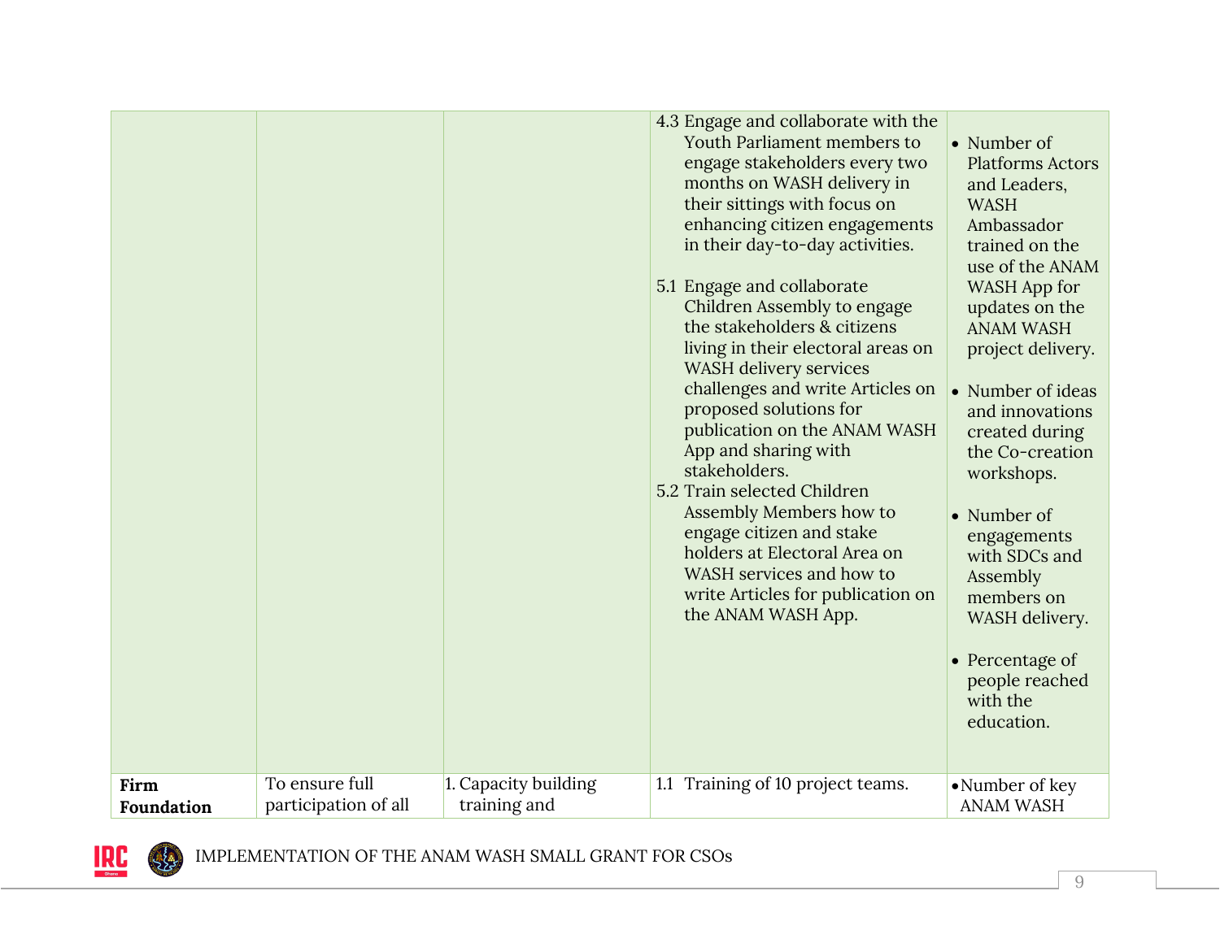| | | | | |
|---|---|---|---|---|
| | | | 4.3 Engage and collaborate with the Youth Parliament members to engage stakeholders every two months on WASH delivery in their sittings with focus on enhancing citizen engagements in their day-to-day activities.<br><br>5.1 Engage and collaborate Children Assembly to engage the stakeholders & citizens living in their electoral areas on WASH delivery services challenges and write Articles on proposed solutions for publication on the ANAM WASH App and sharing with stakeholders.<br>5.2 Train selected Children Assembly Members how to engage citizen and stake holders at Electoral Area on WASH services and how to write Articles for publication on the ANAM WASH App. | • Number of Platforms Actors and Leaders, WASH Ambassador trained on the use of the ANAM WASH App for updates on the ANAM WASH project delivery.<br><br>• Number of ideas and innovations created during the Co-creation workshops.<br><br>• Number of engagements with SDCs and Assembly members on WASH delivery.<br><br>• Percentage of people reached with the education. |
| **Firm Foundation** | To ensure full participation of all | 1. Capacity building training and | 1.1 Training of 10 project teams. | • Number of key ANAM WASH |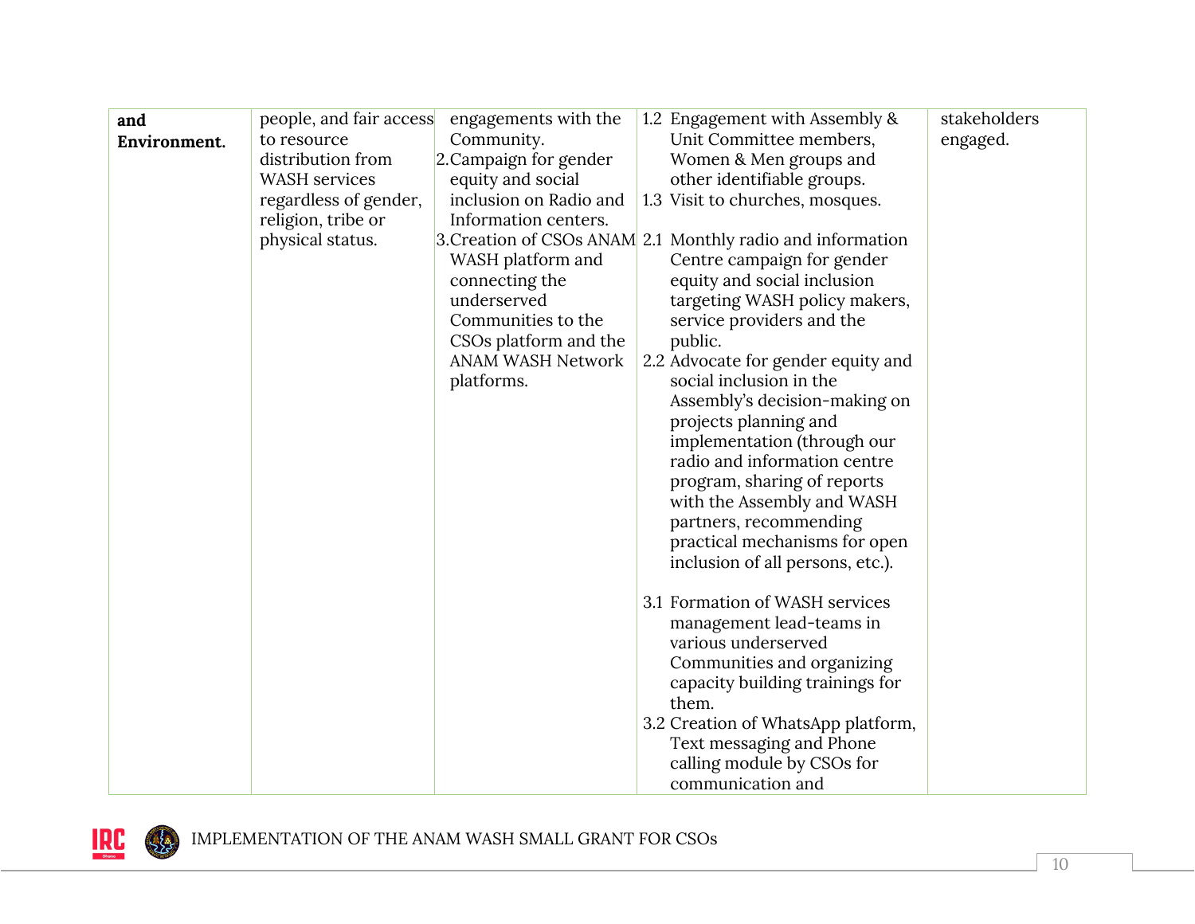| | | | | |
|---|---|---|---|---|
| **and Environment.** | people, and fair access to resource distribution from WASH services regardless of gender, religion, tribe or physical status. | engagements with the Community.<br>2. Campaign for gender equity and social inclusion on Radio and Information centers.<br>3. Creation of CSOs ANAM WASH platform and connecting the underserved Communities to the CSOs platform and the ANAM WASH Network platforms. | 1.2 Engagement with Assembly & Unit Committee members, Women & Men groups and other identifiable groups.<br>1.3 Visit to churches, mosques.<br>2.1 Monthly radio and information Centre campaign for gender equity and social inclusion targeting WASH policy makers, service providers and the public.<br>2.2 Advocate for gender equity and social inclusion in the Assembly's decision-making on projects planning and implementation (through our radio and information centre program, sharing of reports with the Assembly and WASH partners, recommending practical mechanisms for open inclusion of all persons, etc.).<br><br>3.1 Formation of WASH services management lead-teams in various underserved Communities and organizing capacity building trainings for them.<br>3.2 Creation of WhatsApp platform, Text messaging and Phone calling module by CSOs for communication and | stakeholders engaged. |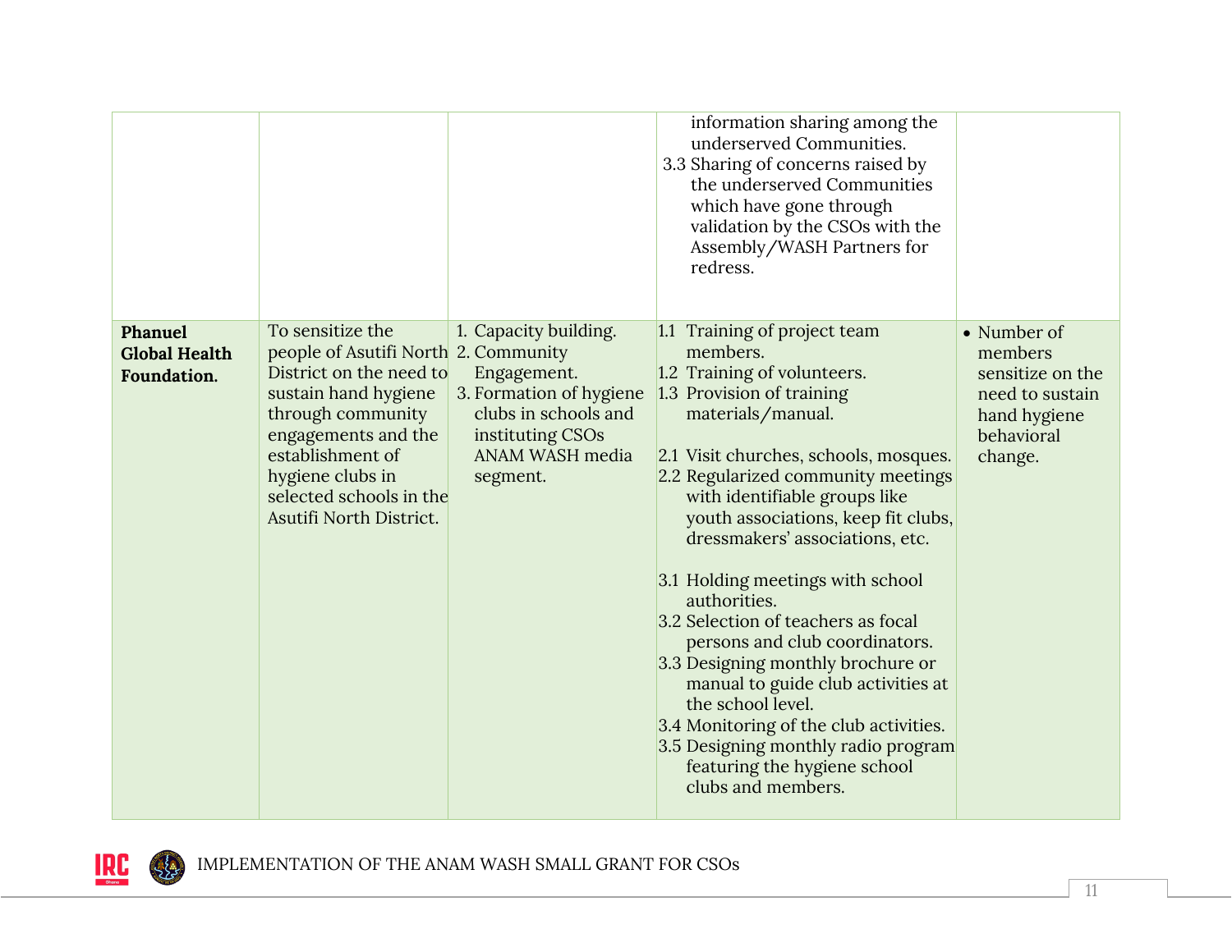| | | | | |
|---|---|---|---|---|
| | | | information sharing among the underserved Communities.<br>3.3 Sharing of concerns raised by the underserved Communities which have gone through validation by the CSOs with the Assembly/WASH Partners for redress. | |
| **Phanuel Global Health Foundation.** | To sensitize the people of Asutifi North District on the need to sustain hand hygiene through community engagements and the establishment of hygiene clubs in selected schools in the Asutifi North District. | 1. Capacity building.<br>2. Community Engagement.<br>3. Formation of hygiene clubs in schools and instituting CSOs ANAM WASH media segment. | 1.1 Training of project team members.<br>1.2 Training of volunteers.<br>1.3 Provision of training materials/manual.<br><br>2.1 Visit churches, schools, mosques.<br>2.2 Regularized community meetings with identifiable groups like youth associations, keep fit clubs, dressmakers' associations, etc.<br><br>3.1 Holding meetings with school authorities.<br>3.2 Selection of teachers as focal persons and club coordinators.<br>3.3 Designing monthly brochure or manual to guide club activities at the school level.<br>3.4 Monitoring of the club activities.<br>3.5 Designing monthly radio program featuring the hygiene school clubs and members. | • Number of members sensitize on the need to sustain hand hygiene behavioral change. |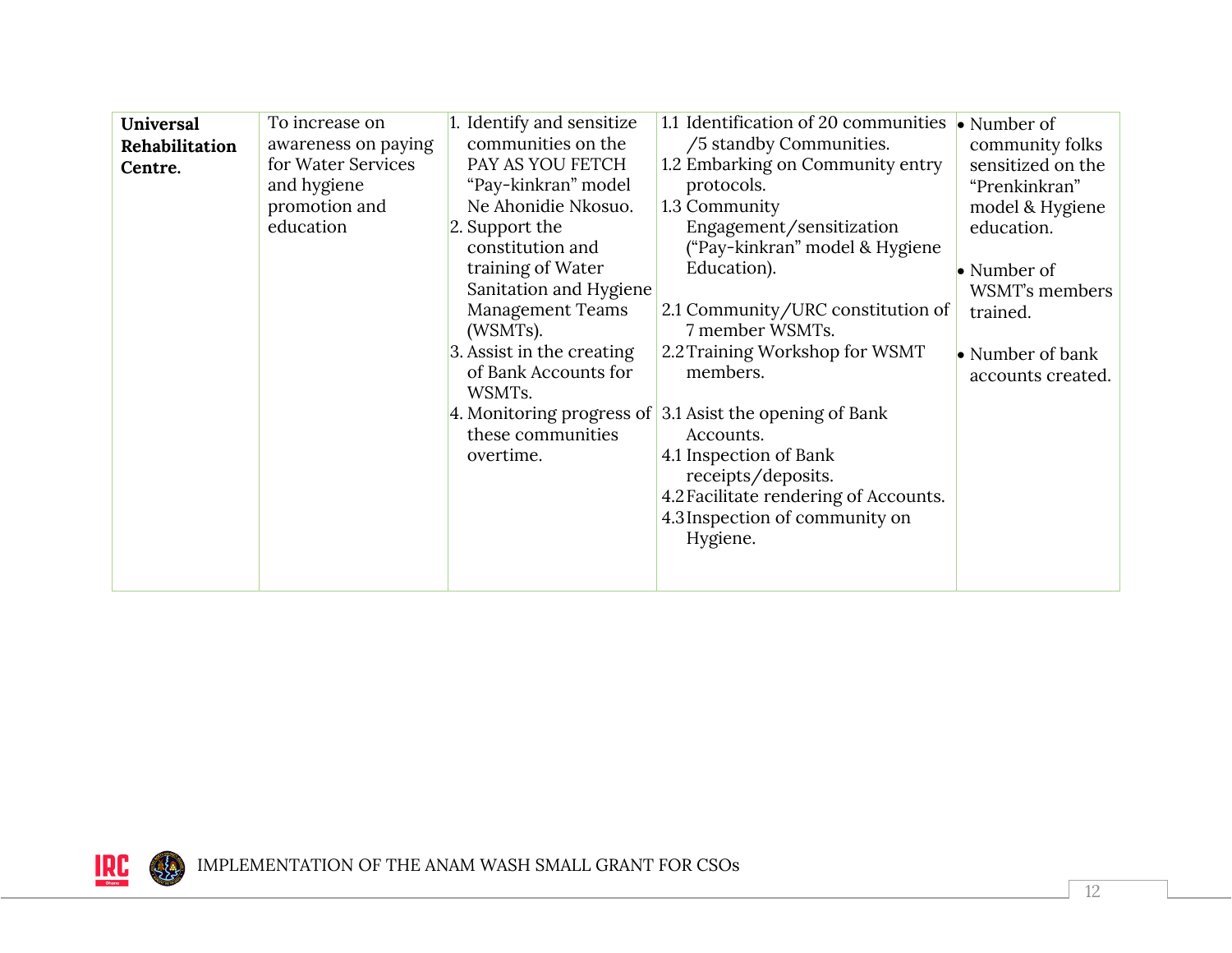| **Universal Rehabilitation Centre.** | To increase on awareness on paying for Water Services and hygiene promotion and education | 1. Identify and sensitize communities on the PAY AS YOU FETCH "Pay-kinkran" model Ne Ahonidie Nkosuo.<br>2. Support the constitution and training of Water Sanitation and Hygiene Management Teams (WSMTs).<br>3. Assist in the creating of Bank Accounts for WSMTs.<br>4. Monitoring progress of these communities overtime. | 1.1 Identification of 20 communities /5 standby Communities.<br>1.2 Embarking on Community entry protocols.<br>1.3 Community Engagement/sensitization ("Pay-kinkran" model & Hygiene Education).<br><br>2.1 Community/URC constitution of 7 member WSMTs.<br>2.2 Training Workshop for WSMT members.<br><br>3.1 Asist the opening of Bank Accounts.<br>4.1 Inspection of Bank receipts/deposits.<br>4.2 Facilitate rendering of Accounts.<br>4.3 Inspection of community on Hygiene. | • Number of community folks sensitized on the "Prenkinkran" model & Hygiene education.<br><br>• Number of WSMT's members trained.<br><br>• Number of bank accounts created. |
|---|---|---|---|---|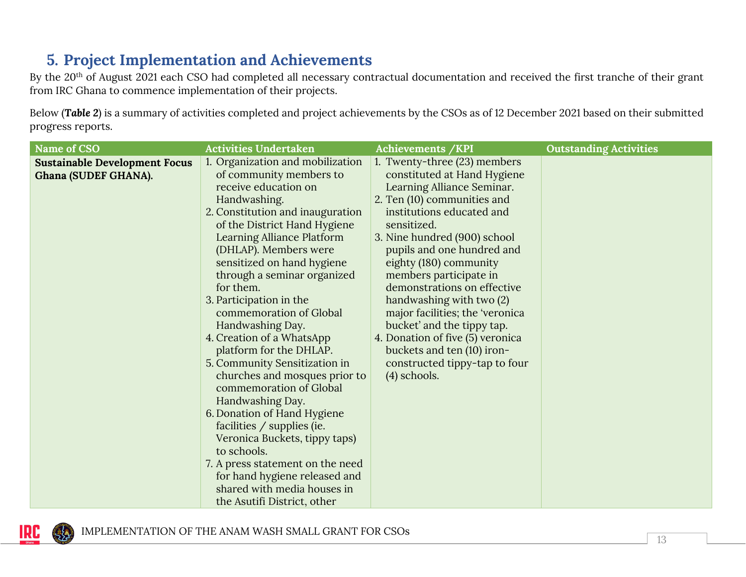## 5. Project Implementation and Achievements

By the 20th of August 2021 each CSO had completed all necessary contractual documentation and received the first tranche of their grant from IRC Ghana to commence implementation of their projects.

Below (***Table 2***) is a summary of activities completed and project achievements by the CSOs as of 12 December 2021 based on their submitted progress reports.

| Name of CSO | Activities Undertaken | Achievements /KPI | Outstanding Activities |
|---|---|---|---|
| **Sustainable Development Focus Ghana (SUDEF GHANA).** | 1. Organization and mobilization of community members to receive education on Handwashing.<br>2. Constitution and inauguration of the District Hand Hygiene Learning Alliance Platform (DHLAP). Members were sensitized on hand hygiene through a seminar organized for them.<br>3. Participation in the commemoration of Global Handwashing Day.<br>4. Creation of a WhatsApp platform for the DHLAP.<br>5. Community Sensitization in churches and mosques prior to commemoration of Global Handwashing Day.<br>6. Donation of Hand Hygiene facilities / supplies (ie. Veronica Buckets, tippy taps) to schools.<br>7. A press statement on the need for hand hygiene released and shared with media houses in the Asutifi District, other | 1. Twenty-three (23) members constituted at Hand Hygiene Learning Alliance Seminar.<br>2. Ten (10) communities and institutions educated and sensitized.<br>3. Nine hundred (900) school pupils and one hundred and eighty (180) community members participate in demonstrations on effective handwashing with two (2) major facilities; the 'veronica bucket' and the tippy tap.<br>4. Donation of five (5) veronica buckets and ten (10) iron-constructed tippy-tap to four (4) schools. | |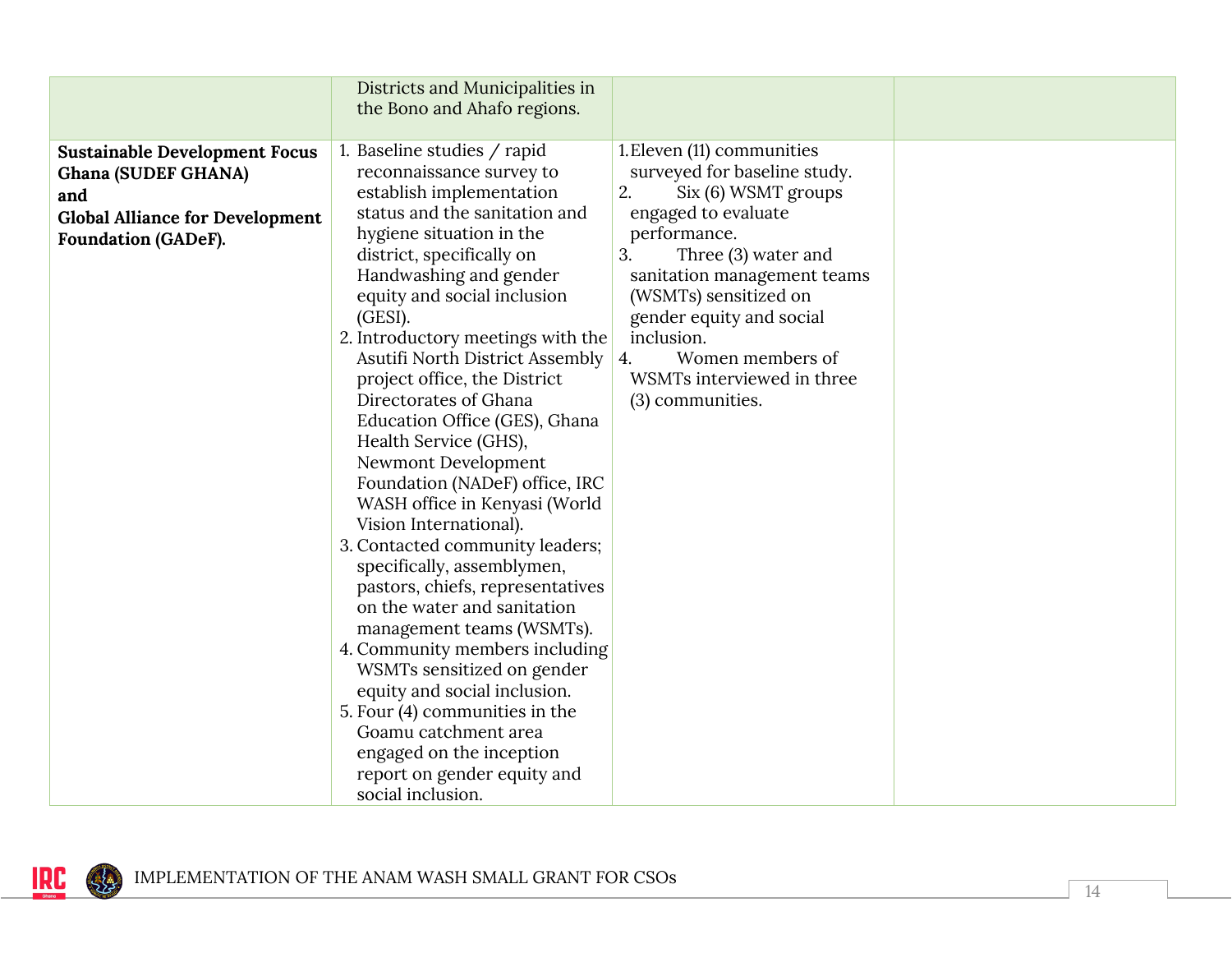| | | | |
|---|---|---|---|
| | Districts and Municipalities in the Bono and Ahafo regions. | | |
| **Sustainable Development Focus Ghana (SUDEF GHANA) and Global Alliance for Development Foundation (GADeF).** | 1. Baseline studies / rapid reconnaissance survey to establish implementation status and the sanitation and hygiene situation in the district, specifically on Handwashing and gender equity and social inclusion (GESI).<br>2. Introductory meetings with the Asutifi North District Assembly project office, the District Directorates of Ghana Education Office (GES), Ghana Health Service (GHS), Newmont Development Foundation (NADeF) office, IRC WASH office in Kenyasi (World Vision International).<br>3. Contacted community leaders; specifically, assemblymen, pastors, chiefs, representatives on the water and sanitation management teams (WSMTs).<br>4. Community members including WSMTs sensitized on gender equity and social inclusion.<br>5. Four (4) communities in the Goamu catchment area engaged on the inception report on gender equity and social inclusion. | 1. Eleven (11) communities surveyed for baseline study.<br>2. Six (6) WSMT groups engaged to evaluate performance.<br>3. Three (3) water and sanitation management teams (WSMTs) sensitized on gender equity and social inclusion.<br>4. Women members of WSMTs interviewed in three (3) communities. | |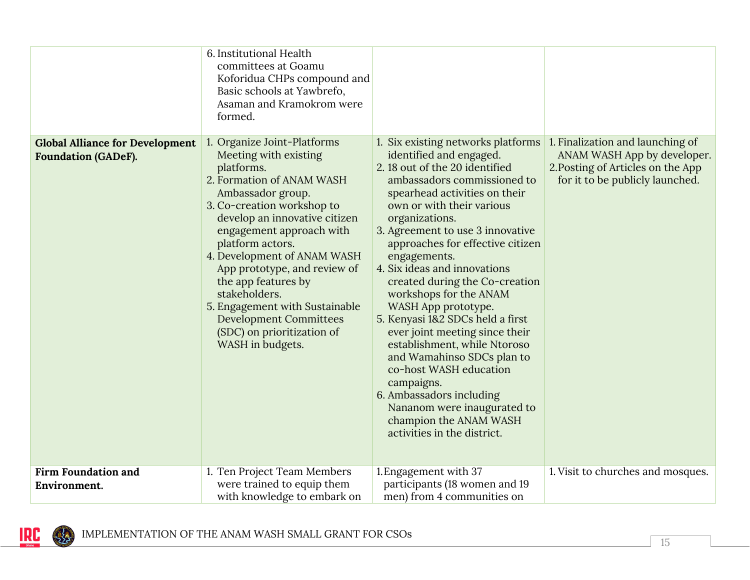| | | | |
|---|---|---|---|
| | 6. Institutional Health committees at Goamu Koforidua CHPs compound and Basic schools at Yawbrefo, Asaman and Kramokrom were formed. | | |
| **Global Alliance for Development Foundation (GADeF).** | 1. Organize Joint-Platforms Meeting with existing platforms.<br>2. Formation of ANAM WASH Ambassador group.<br>3. Co-creation workshop to develop an innovative citizen engagement approach with platform actors.<br>4. Development of ANAM WASH App prototype, and review of the app features by stakeholders.<br>5. Engagement with Sustainable Development Committees (SDC) on prioritization of WASH in budgets. | 1. Six existing networks platforms identified and engaged.<br>2. 18 out of the 20 identified ambassadors commissioned to spearhead activities on their own or with their various organizations.<br>3. Agreement to use 3 innovative approaches for effective citizen engagements.<br>4. Six ideas and innovations created during the Co-creation workshops for the ANAM WASH App prototype.<br>5. Kenyasi 1&2 SDCs held a first ever joint meeting since their establishment, while Ntoroso and Wamahinso SDCs plan to co-host WASH education campaigns.<br>6. Ambassadors including Nananom were inaugurated to champion the ANAM WASH activities in the district. | 1. Finalization and launching of ANAM WASH App by developer.<br>2. Posting of Articles on the App for it to be publicly launched. |
| **Firm Foundation and Environment.** | 1. Ten Project Team Members were trained to equip them with knowledge to embark on | 1. Engagement with 37 participants (18 women and 19 men) from 4 communities on | 1. Visit to churches and mosques. |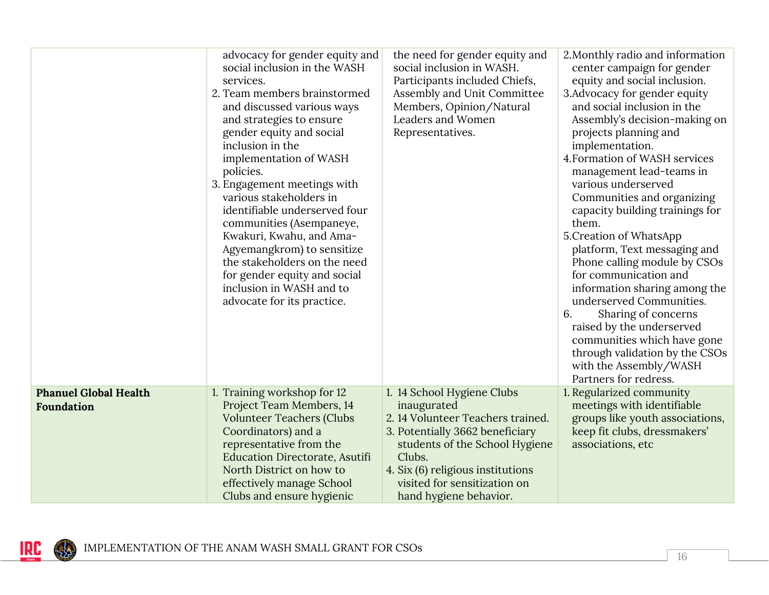| | | | |
|---|---|---|---|
| | advocacy for gender equity and social inclusion in the WASH services.<br>2. Team members brainstormed and discussed various ways and strategies to ensure gender equity and social inclusion in the implementation of WASH policies.<br>3. Engagement meetings with various stakeholders in identifiable underserved four communities (Asempaneye, Kwakuri, Kwahu, and Ama-Agyemangkrom) to sensitize the stakeholders on the need for gender equity and social inclusion in WASH and to advocate for its practice. | the need for gender equity and social inclusion in WASH. Participants included Chiefs, Assembly and Unit Committee Members, Opinion/Natural Leaders and Women Representatives. | 2. Monthly radio and information center campaign for gender equity and social inclusion.<br>3. Advocacy for gender equity and social inclusion in the Assembly's decision-making on projects planning and implementation.<br>4. Formation of WASH services management lead-teams in various underserved Communities and organizing capacity building trainings for them.<br>5. Creation of WhatsApp platform, Text messaging and Phone calling module by CSOs for communication and information sharing among the underserved Communities.<br>6. Sharing of concerns raised by the underserved communities which have gone through validation by the CSOs with the Assembly/WASH Partners for redress. |
| **Phanuel Global Health Foundation** | 1. Training workshop for 12 Project Team Members, 14 Volunteer Teachers (Clubs Coordinators) and a representative from the Education Directorate, Asutifi North District on how to effectively manage School Clubs and ensure hygienic | 1. 14 School Hygiene Clubs inaugurated<br>2. 14 Volunteer Teachers trained.<br>3. Potentially 3662 beneficiary students of the School Hygiene Clubs.<br>4. Six (6) religious institutions visited for sensitization on hand hygiene behavior. | 1. Regularized community meetings with identifiable groups like youth associations, keep fit clubs, dressmakers' associations, etc |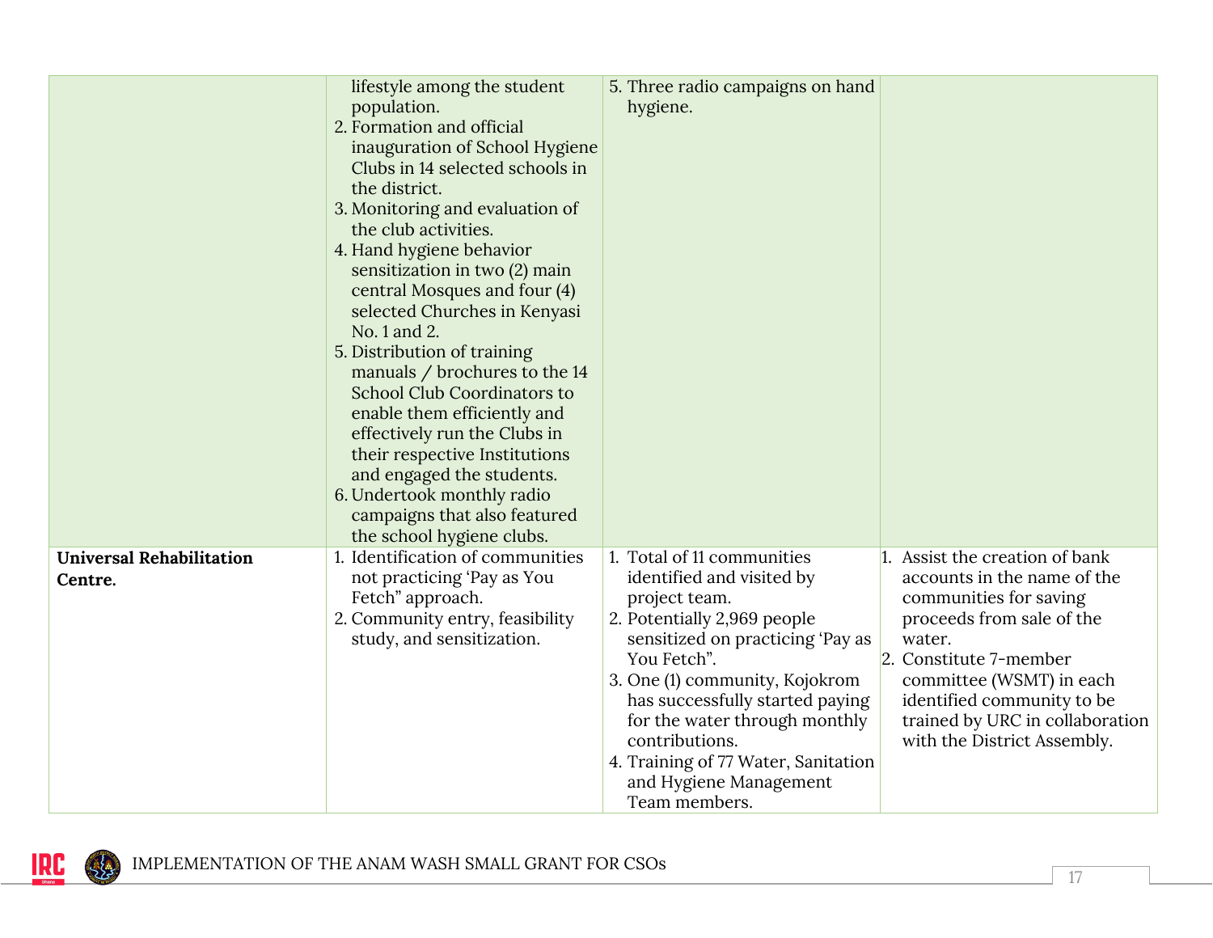| | | | |
|---|---|---|---|
| | lifestyle among the student population.<br>2. Formation and official inauguration of School Hygiene Clubs in 14 selected schools in the district.<br>3. Monitoring and evaluation of the club activities.<br>4. Hand hygiene behavior sensitization in two (2) main central Mosques and four (4) selected Churches in Kenyasi No. 1 and 2.<br>5. Distribution of training manuals / brochures to the 14 School Club Coordinators to enable them efficiently and effectively run the Clubs in their respective Institutions and engaged the students.<br>6. Undertook monthly radio campaigns that also featured the school hygiene clubs. | 5. Three radio campaigns on hand hygiene. | |
| **Universal Rehabilitation Centre.** | 1. Identification of communities not practicing 'Pay as You Fetch" approach.<br>2. Community entry, feasibility study, and sensitization. | 1. Total of 11 communities identified and visited by project team.<br>2. Potentially 2,969 people sensitized on practicing 'Pay as You Fetch".<br>3. One (1) community, Kojokrom has successfully started paying for the water through monthly contributions.<br>4. Training of 77 Water, Sanitation and Hygiene Management Team members. | 1. Assist the creation of bank accounts in the name of the communities for saving proceeds from sale of the water.<br>2. Constitute 7-member committee (WSMT) in each identified community to be trained by URC in collaboration with the District Assembly. |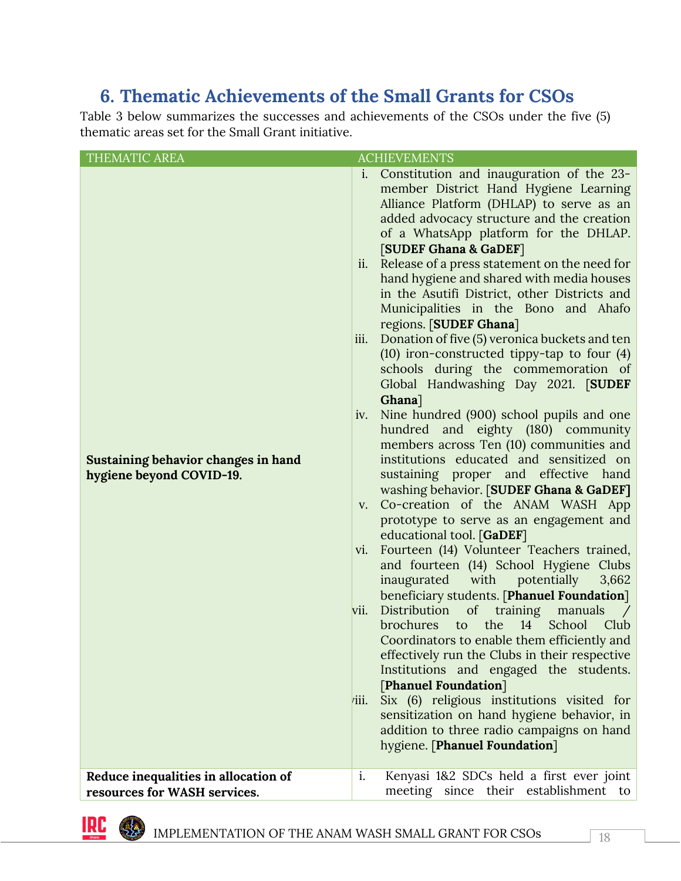# 6. Thematic Achievements of the Small Grants for CSOs

Table 3 below summarizes the successes and achievements of the CSOs under the five (5) thematic areas set for the Small Grant initiative.

| THEMATIC AREA | ACHIEVEMENTS |
|---|---|
| **Sustaining behavior changes in hand hygiene beyond COVID-19.** | i. Constitution and inauguration of the 23-member District Hand Hygiene Learning Alliance Platform (DHLAP) to serve as an added advocacy structure and the creation of a WhatsApp platform for the DHLAP. [**SUDEF Ghana & GaDEF**]<br>ii. Release of a press statement on the need for hand hygiene and shared with media houses in the Asutifi District, other Districts and Municipalities in the Bono and Ahafo regions. [**SUDEF Ghana**]<br>iii. Donation of five (5) veronica buckets and ten (10) iron-constructed tippy-tap to four (4) schools during the commemoration of Global Handwashing Day 2021. [**SUDEF Ghana**]<br>iv. Nine hundred (900) school pupils and one hundred and eighty (180) community members across Ten (10) communities and institutions educated and sensitized on sustaining proper and effective hand washing behavior. [**SUDEF Ghana & GaDEF]**<br>v. Co-creation of the ANAM WASH App prototype to serve as an engagement and educational tool. [**GaDEF**]<br>vi. Fourteen (14) Volunteer Teachers trained, and fourteen (14) School Hygiene Clubs inaugurated with potentially 3,662 beneficiary students. [**Phanuel Foundation**]<br>vii. Distribution of training manuals / brochures to the 14 School Club Coordinators to enable them efficiently and effectively run the Clubs in their respective Institutions and engaged the students. [**Phanuel Foundation**]<br>viii. Six (6) religious institutions visited for sensitization on hand hygiene behavior, in addition to three radio campaigns on hand hygiene. [**Phanuel Foundation**] |
| **Reduce inequalities in allocation of resources for WASH services.** | i. Kenyasi 1&2 SDCs held a first ever joint meeting since their establishment to |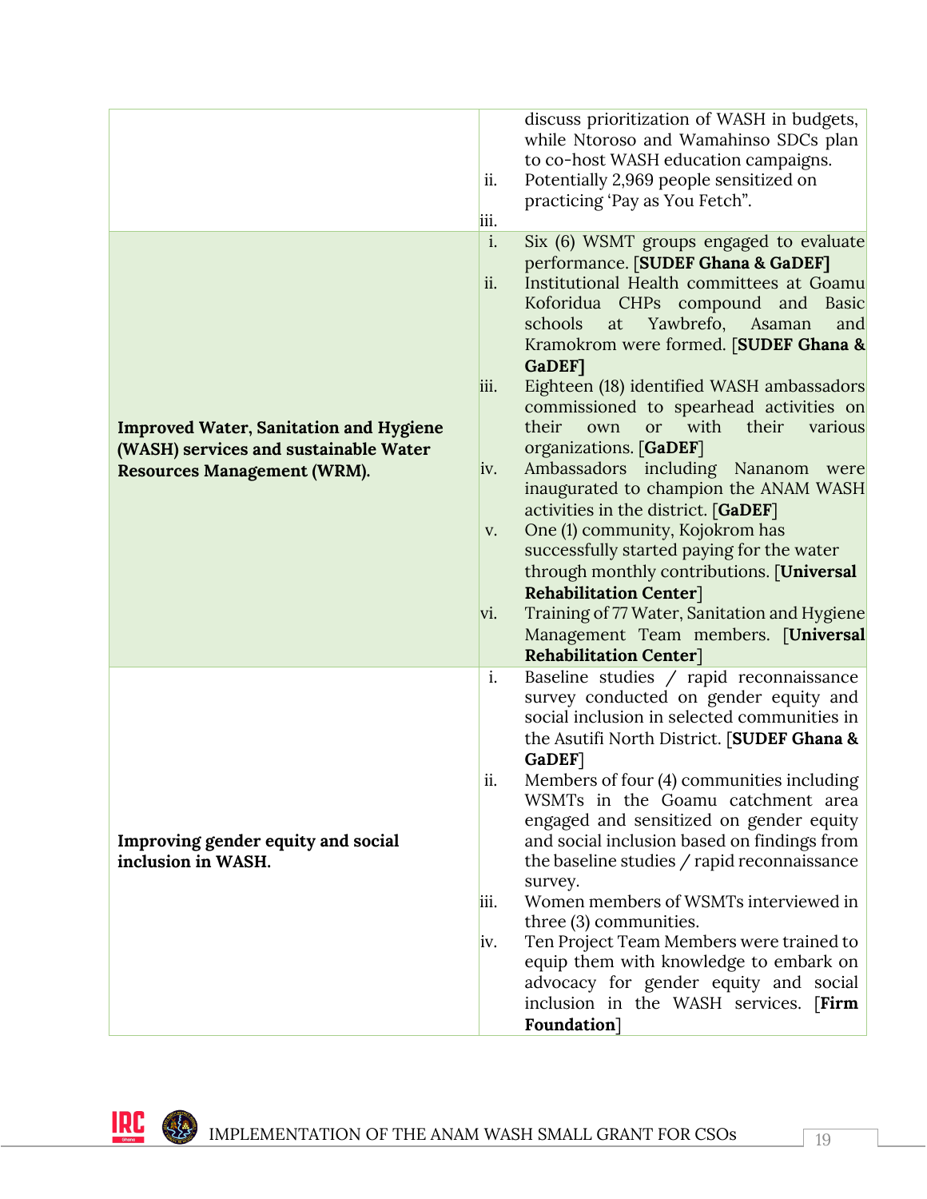| | |
|---|---|
| | discuss prioritization of WASH in budgets, while Ntoroso and Wamahinso SDCs plan to co-host WASH education campaigns.<br>ii. Potentially 2,969 people sensitized on practicing 'Pay as You Fetch".<br>iii. |
| **Improved Water, Sanitation and Hygiene (WASH) services and sustainable Water Resources Management (WRM).** | i. Six (6) WSMT groups engaged to evaluate performance. [**SUDEF Ghana & GaDEF]**<br>ii. Institutional Health committees at Goamu Koforidua CHPs compound and Basic schools at Yawbrefo, Asaman and Kramokrom were formed. [**SUDEF Ghana & GaDEF]**<br>iii. Eighteen (18) identified WASH ambassadors commissioned to spearhead activities on their own or with their various organizations. [**GaDEF**]<br>iv. Ambassadors including Nananom were inaugurated to champion the ANAM WASH activities in the district. [**GaDEF**]<br>v. One (1) community, Kojokrom has successfully started paying for the water through monthly contributions. [**Universal Rehabilitation Center**]<br>vi. Training of 77 Water, Sanitation and Hygiene Management Team members. [**Universal Rehabilitation Center**] |
| **Improving gender equity and social inclusion in WASH.** | i. Baseline studies / rapid reconnaissance survey conducted on gender equity and social inclusion in selected communities in the Asutifi North District. [**SUDEF Ghana & GaDEF**]<br>ii. Members of four (4) communities including WSMTs in the Goamu catchment area engaged and sensitized on gender equity and social inclusion based on findings from the baseline studies / rapid reconnaissance survey.<br>iii. Women members of WSMTs interviewed in three (3) communities.<br>iv. Ten Project Team Members were trained to equip them with knowledge to embark on advocacy for gender equity and social inclusion in the WASH services. [**Firm Foundation**] |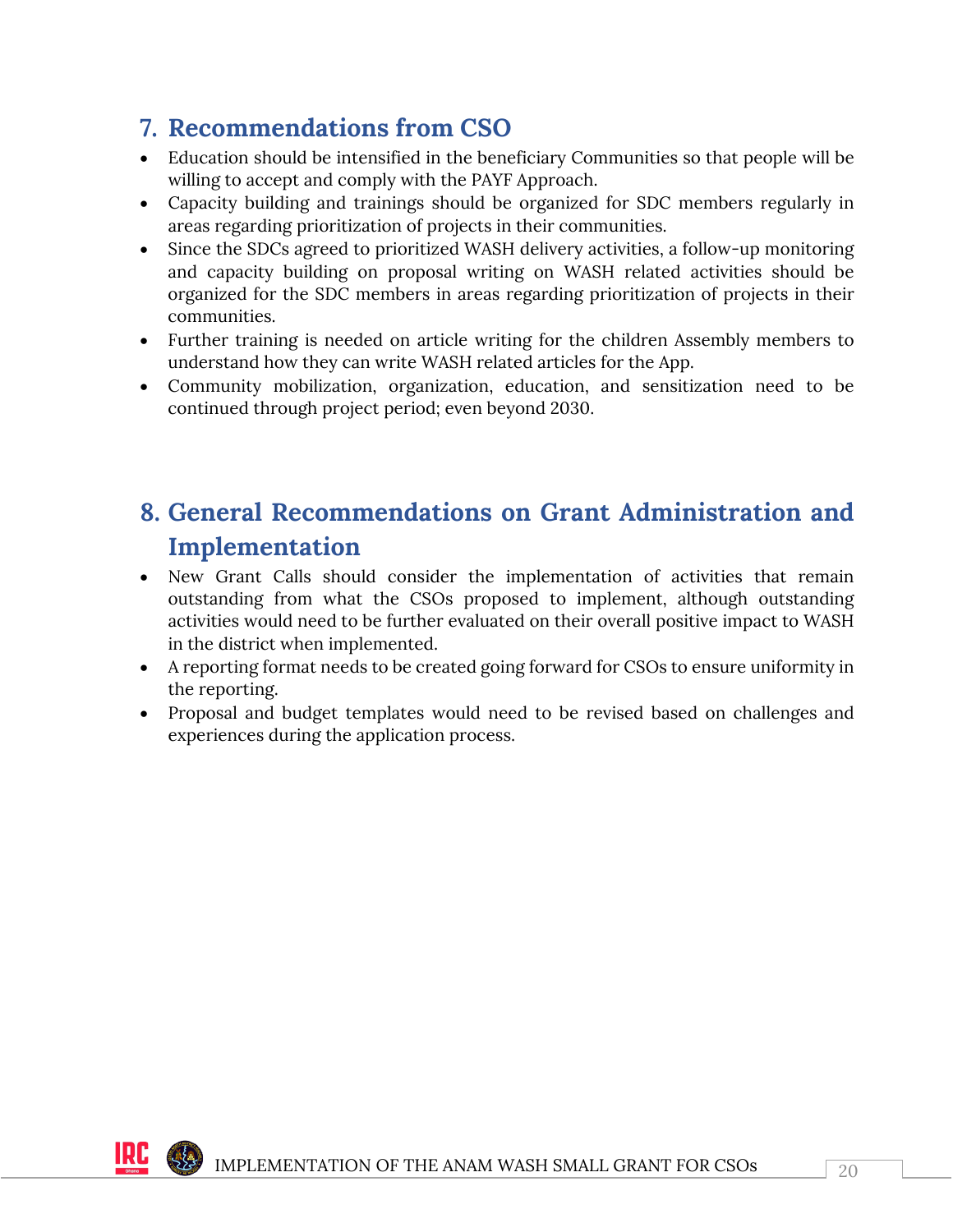## 7. Recommendations from CSO

- Education should be intensified in the beneficiary Communities so that people will be willing to accept and comply with the PAYF Approach.
- Capacity building and trainings should be organized for SDC members regularly in areas regarding prioritization of projects in their communities.
- Since the SDCs agreed to prioritized WASH delivery activities, a follow-up monitoring and capacity building on proposal writing on WASH related activities should be organized for the SDC members in areas regarding prioritization of projects in their communities.
- Further training is needed on article writing for the children Assembly members to understand how they can write WASH related articles for the App.
- Community mobilization, organization, education, and sensitization need to be continued through project period; even beyond 2030.

## 8. General Recommendations on Grant Administration and Implementation

- New Grant Calls should consider the implementation of activities that remain outstanding from what the CSOs proposed to implement, although outstanding activities would need to be further evaluated on their overall positive impact to WASH in the district when implemented.
- A reporting format needs to be created going forward for CSOs to ensure uniformity in the reporting.
- Proposal and budget templates would need to be revised based on challenges and experiences during the application process.